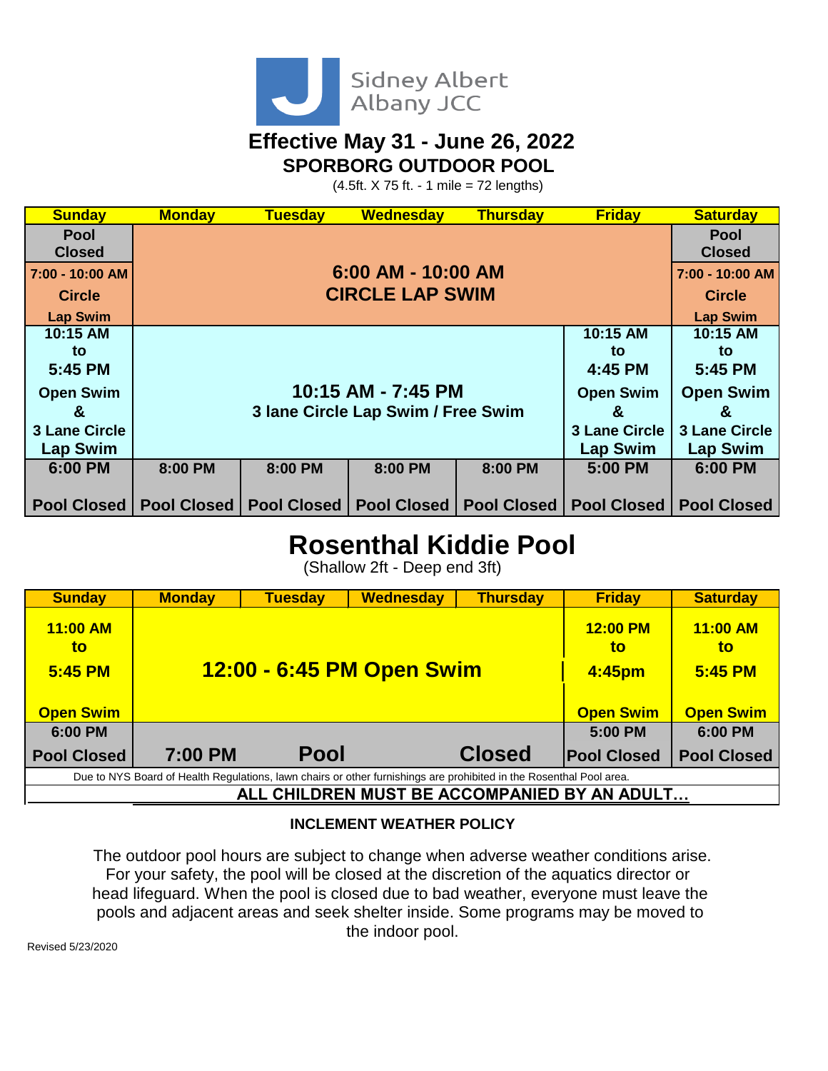Sidney Albert Albany JCC

## Effective May 31 - June 26, 2022

## SPORBORG OUTDOOR POOL

(4.5ft. X 75 ft. - 1 mile = 72 lengths)

| Sunday | Monday | Tuesday | Wednesday | Thursday | Friday | Saturday |
|---|---|---|---|---|---|---|
| Pool Closed 7:00 - 10:00 AM Circle Lap Swim | 6:00 AM - 10:00 AM CIRCLE LAP SWIM | | | | | Pool Closed 7:00 - 10:00 AM Circle Lap Swim |
| 10:15 AM to 5:45 PM Open Swim & 3 Lane Circle Lap Swim | 10:15 AM - 7:45 PM 3 lane Circle Lap Swim / Free Swim | | | | 10:15 AM to 4:45 PM Open Swim & 3 Lane Circle Lap Swim | 10:15 AM to 5:45 PM Open Swim & 3 Lane Circle Lap Swim |
| 6:00 PM Pool Closed | 8:00 PM Pool Closed | 8:00 PM Pool Closed | 8:00 PM Pool Closed | 8:00 PM Pool Closed | 5:00 PM Pool Closed | 6:00 PM Pool Closed |

## Rosenthal Kiddie Pool

(Shallow 2ft - Deep end 3ft)

| Sunday | Monday | Tuesday | Wednesday | Thursday | Friday | Saturday |
|---|---|---|---|---|---|---|
| 11:00 AM to 5:45 PM Open Swim | 12:00 - 6:45 PM Open Swim | | | | 12:00 PM to 4:45pm Open Swim | 11:00 AM to 5:45 PM Open Swim |
| 6:00 PM Pool Closed | 7:00 PM Pool Closed | | | | 5:00 PM Pool Closed | 6:00 PM Pool Closed |

Due to NYS Board of Health Regulations, lawn chairs or other furnishings are prohibited in the Rosenthal Pool area.

**ALL CHILDREN MUST BE ACCOMPANIED BY AN ADULT…**

**INCLEMENT WEATHER POLICY**

The outdoor pool hours are subject to change when adverse weather conditions arise. For your safety, the pool will be closed at the discretion of the aquatics director or head lifeguard. When the pool is closed due to bad weather, everyone must leave the pools and adjacent areas and seek shelter inside. Some programs may be moved to the indoor pool.

Revised 5/23/2020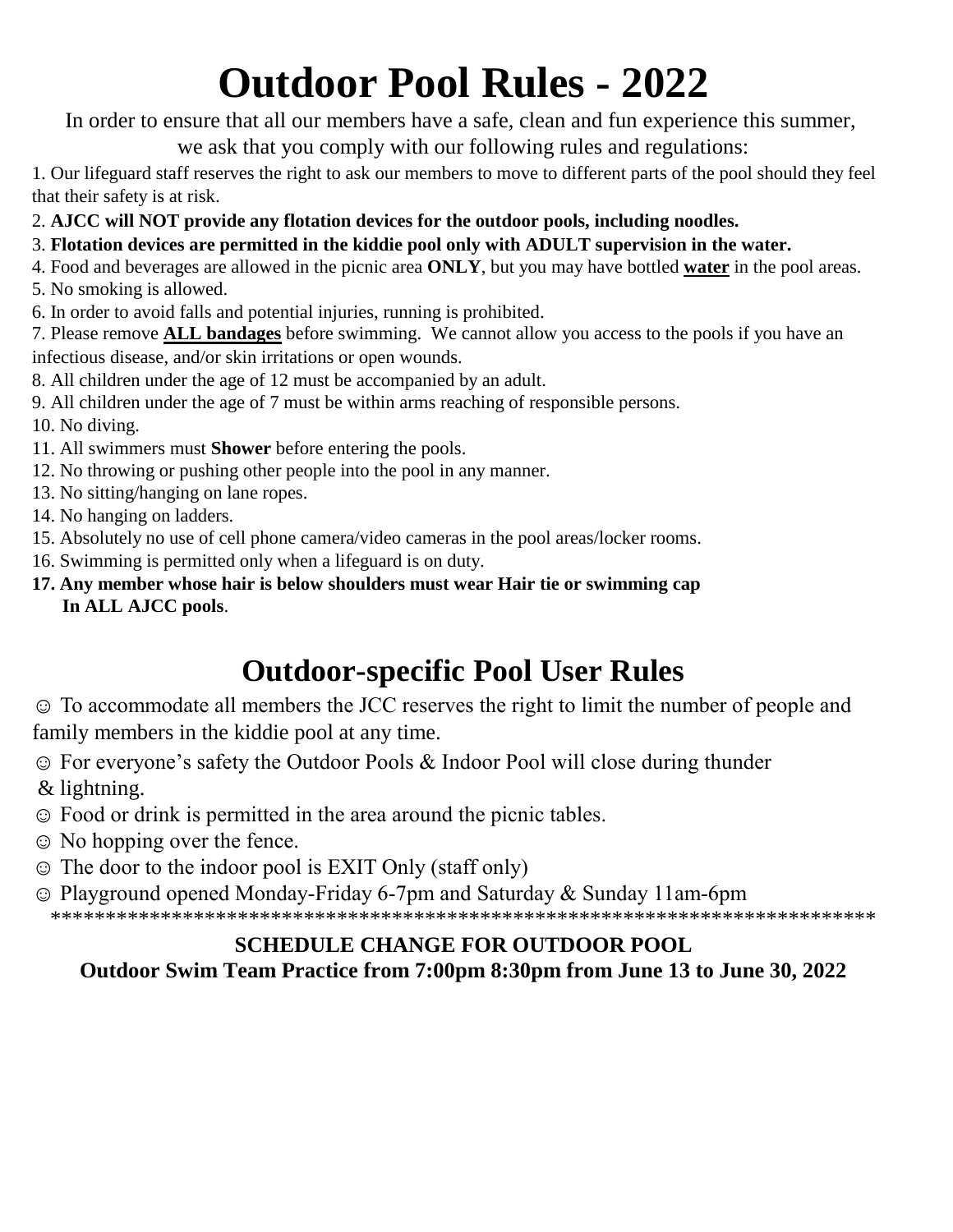# Outdoor Pool Rules - 2022

In order to ensure that all our members have a safe, clean and fun experience this summer, we ask that you comply with our following rules and regulations:

1. Our lifeguard staff reserves the right to ask our members to move to different parts of the pool should they feel that their safety is at risk.
2. **AJCC will NOT provide any flotation devices for the outdoor pools, including noodles.**
3. **Flotation devices are permitted in the kiddie pool only with ADULT supervision in the water.**
4. Food and beverages are allowed in the picnic area **ONLY**, but you may have bottled **water** in the pool areas.
5. No smoking is allowed.
6. In order to avoid falls and potential injuries, running is prohibited.
7. Please remove **ALL bandages** before swimming. We cannot allow you access to the pools if you have an infectious disease, and/or skin irritations or open wounds.
8. All children under the age of 12 must be accompanied by an adult.
9. All children under the age of 7 must be within arms reaching of responsible persons.
10. No diving.
11. All swimmers must **Shower** before entering the pools.
12. No throwing or pushing other people into the pool in any manner.
13. No sitting/hanging on lane ropes.
14. No hanging on ladders.
15. Absolutely no use of cell phone camera/video cameras in the pool areas/locker rooms.
16. Swimming is permitted only when a lifeguard is on duty.
17. **Any member whose hair is below shoulders must wear Hair tie or swimming cap In ALL AJCC pools**.

## Outdoor-specific Pool User Rules

☺ To accommodate all members the JCC reserves the right to limit the number of people and family members in the kiddie pool at any time.

☺ For everyone's safety the Outdoor Pools & Indoor Pool will close during thunder & lightning.

☺ Food or drink is permitted in the area around the picnic tables.

☺ No hopping over the fence.

☺ The door to the indoor pool is EXIT Only (staff only)

☺ Playground opened Monday-Friday 6-7pm and Saturday & Sunday 11am-6pm

******************************************************************************

**SCHEDULE CHANGE FOR OUTDOOR POOL**

**Outdoor Swim Team Practice from 7:00pm 8:30pm from June 13 to June 30, 2022**